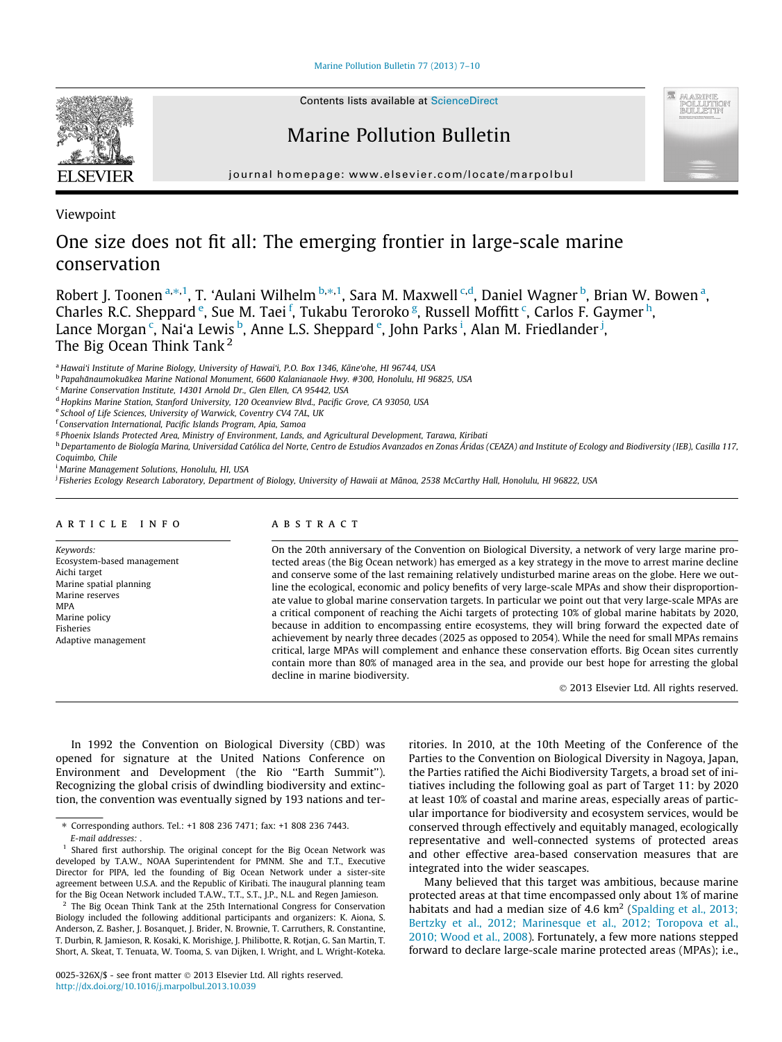Viewpoint

# One size does not fit all: The emerging frontier in large-scale marine conservation

Robert J. Toonen [a,*,1], T. 'Aulani Wilhelm [b,*,1], Sara M. Maxwell [c,d], Daniel Wagner [b], Brian W. Bowen [a], Charles R.C. Sheppard [e], Sue M. Taei [f], Tukabu Teroroko [g], Russell Moffitt [c], Carlos F. Gaymer [h], Lance Morgan [c], Nai'a Lewis [b], Anne L.S. Sheppard [e], John Parks [i], Alan M. Friedlander [j], The Big Ocean Think Tank [2]

[a] Hawai'i Institute of Marine Biology, University of Hawai'i, P.O. Box 1346, Kāne'ohe, HI 96744, USA
[b] Papahānaumokuākea Marine National Monument, 6600 Kalanianaole Hwy. #300, Honolulu, HI 96825, USA
[c] Marine Conservation Institute, 14301 Arnold Dr., Glen Ellen, CA 95442, USA
[d] Hopkins Marine Station, Stanford University, 120 Oceanview Blvd., Pacific Grove, CA 93050, USA
[e] School of Life Sciences, University of Warwick, Coventry CV4 7AL, UK
[f] Conservation International, Pacific Islands Program, Apia, Samoa
[g] Phoenix Islands Protected Area, Ministry of Environment, Lands, and Agricultural Development, Tarawa, Kiribati
[h] Departamento de Biología Marina, Universidad Católica del Norte, Centro de Estudios Avanzados en Zonas Áridas (CEAZA) and Institute of Ecology and Biodiversity (IEB), Casilla 117, Coquimbo, Chile
[i] Marine Management Solutions, Honolulu, HI, USA
[j] Fisheries Ecology Research Laboratory, Department of Biology, University of Hawaii at Mānoa, 2538 McCarthy Hall, Honolulu, HI 96822, USA

## ARTICLE INFO

*Keywords:*
Ecosystem-based management
Aichi target
Marine spatial planning
Marine reserves
MPA
Marine policy
Fisheries
Adaptive management

## ABSTRACT

On the 20th anniversary of the Convention on Biological Diversity, a network of very large marine protected areas (the Big Ocean network) has emerged as a key strategy in the move to arrest marine decline and conserve some of the last remaining relatively undisturbed marine areas on the globe. Here we outline the ecological, economic and policy benefits of very large-scale MPAs and show their disproportionate value to global marine conservation targets. In particular we point out that very large-scale MPAs are a critical component of reaching the Aichi targets of protecting 10% of global marine habitats by 2020, because in addition to encompassing entire ecosystems, they will bring forward the expected date of achievement by nearly three decades (2025 as opposed to 2054). While the need for small MPAs remains critical, large MPAs will complement and enhance these conservation efforts. Big Ocean sites currently contain more than 80% of managed area in the sea, and provide our best hope for arresting the global decline in marine biodiversity.

© 2013 Elsevier Ltd. All rights reserved.

In 1992 the Convention on Biological Diversity (CBD) was opened for signature at the United Nations Conference on Environment and Development (the Rio "Earth Summit"). Recognizing the global crisis of dwindling biodiversity and extinction, the convention was eventually signed by 193 nations and territories. In 2010, at the 10th Meeting of the Conference of the Parties to the Convention on Biological Diversity in Nagoya, Japan, the Parties ratified the Aichi Biodiversity Targets, a broad set of initiatives including the following goal as part of Target 11: by 2020 at least 10% of coastal and marine areas, especially areas of particular importance for biodiversity and ecosystem services, would be conserved through effectively and equitably managed, ecologically representative and well-connected systems of protected areas and other effective area-based conservation measures that are integrated into the wider seascapes.

Many believed that this target was ambitious, because marine protected areas at that time encompassed only about 1% of marine habitats and had a median size of 4.6 km$^2$ (Spalding et al., 2013; Bertzky et al., 2012; Marinesque et al., 2012; Toropova et al., 2010; Wood et al., 2008). Fortunately, a few more nations stepped forward to declare large-scale marine protected areas (MPAs); i.e.,

---

\* Corresponding authors. Tel.: +1 808 236 7471; fax: +1 808 236 7443.
*E-mail addresses:* .

[1] Shared first authorship. The original concept for the Big Ocean Network was developed by T.A.W., NOAA Superintendent for PMNM. She and T.T., Executive Director for PIPA, led the founding of Big Ocean Network under a sister-site agreement between U.S.A. and the Republic of Kiribati. The inaugural planning team for the Big Ocean Network included T.A.W., T.T., S.T., J.P., N.L. and Regen Jamieson.

[2] The Big Ocean Think Tank at the 25th International Congress for Conservation Biology included the following additional participants and organizers: K. Aiona, S. Anderson, Z. Basher, J. Bosanquet, J. Brider, N. Brownie, T. Carrthers, R. Constantine, T. Durbin, R. Jamieson, R. Kosaki, K. Morishige, J. Philibotte, R. Rotjan, G. San Martin, T. Short, A. Skeat, T. Tenuata, W. Tooma, S. van Dijken, I. Wright, and L. Wright-Koteka.

0025-326X/$ - see front matter © 2013 Elsevier Ltd. All rights reserved.
http://dx.doi.org/10.1016/j.marpolbul.2013.10.039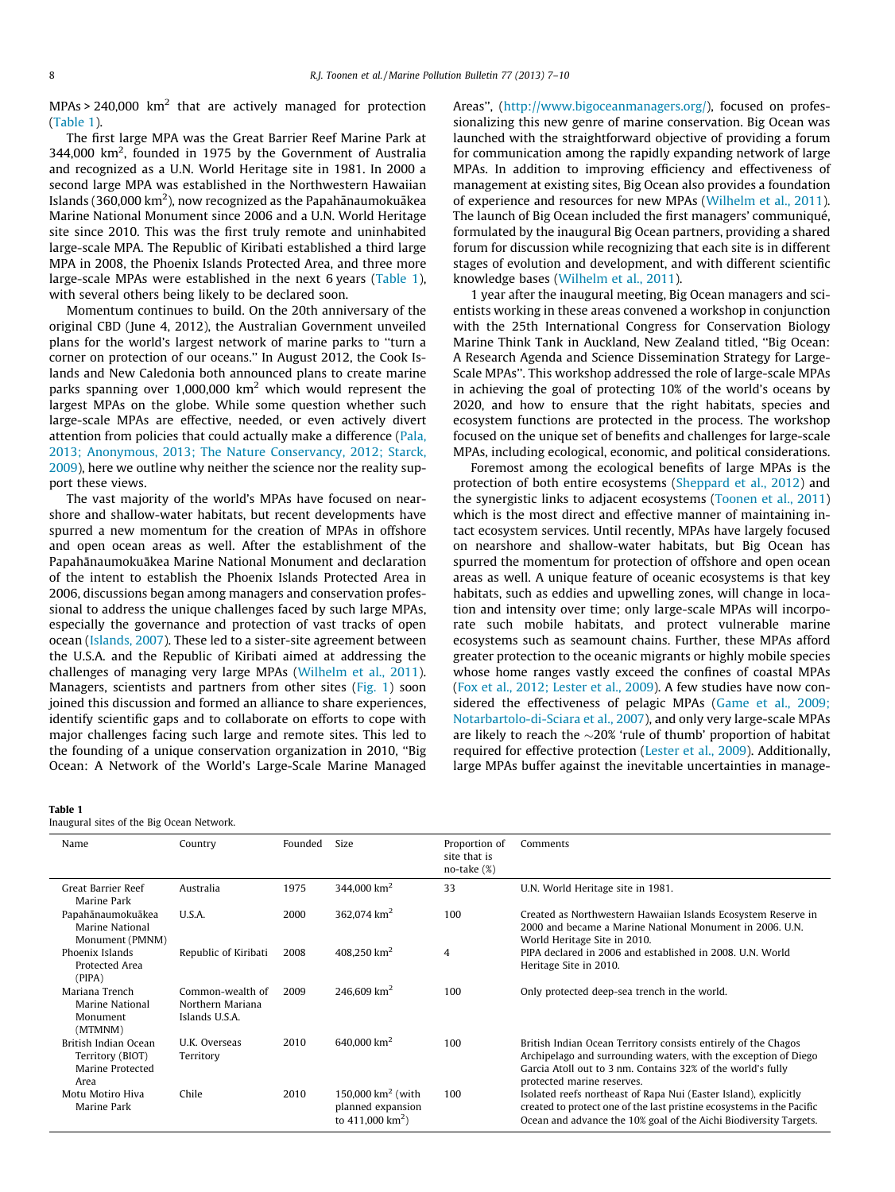MPAs > 240,000 km$^2$ that are actively managed for protection (Table 1).

The first large MPA was the Great Barrier Reef Marine Park at 344,000 km$^2$, founded in 1975 by the Government of Australia and recognized as a U.N. World Heritage site in 1981. In 2000 a second large MPA was established in the Northwestern Hawaiian Islands (360,000 km$^2$), now recognized as the Papahānaumokuākea Marine National Monument since 2006 and a U.N. World Heritage site since 2010. This was the first truly remote and uninhabited large-scale MPA. The Republic of Kiribati established a third large MPA in 2008, the Phoenix Islands Protected Area, and three more large-scale MPAs were established in the next 6 years (Table 1), with several others being likely to be declared soon.

Momentum continues to build. On the 20th anniversary of the original CBD (June 4, 2012), the Australian Government unveiled plans for the world's largest network of marine parks to ''turn a corner on protection of our oceans.'' In August 2012, the Cook Islands and New Caledonia both announced plans to create marine parks spanning over 1,000,000 km$^2$ which would represent the largest MPAs on the globe. While some question whether such large-scale MPAs are effective, needed, or even actively divert attention from policies that could actually make a difference (Pala, 2013; Anonymous, 2013; The Nature Conservancy, 2012; Starck, 2009), here we outline why neither the science nor the reality support these views.

The vast majority of the world's MPAs have focused on nearshore and shallow-water habitats, but recent developments have spurred a new momentum for the creation of MPAs in offshore and open ocean areas as well. After the establishment of the Papahānaumokuākea Marine National Monument and declaration of the intent to establish the Phoenix Islands Protected Area in 2006, discussions began among managers and conservation professional to address the unique challenges faced by such large MPAs, especially the governance and protection of vast tracks of open ocean (Islands, 2007). These led to a sister-site agreement between the U.S.A. and the Republic of Kiribati aimed at addressing the challenges of managing very large MPAs (Wilhelm et al., 2011). Managers, scientists and partners from other sites (Fig. 1) soon joined this discussion and formed an alliance to share experiences, identify scientific gaps and to collaborate on efforts to cope with major challenges facing such large and remote sites. This led to the founding of a unique conservation organization in 2010, ''Big Ocean: A Network of the World's Large-Scale Marine Managed Areas'', (http://www.bigoceanmanagers.org/), focused on professionalizing this new genre of marine conservation. Big Ocean was launched with the straightforward objective of providing a forum for communication among the rapidly expanding network of large MPAs. In addition to improving efficiency and effectiveness of management at existing sites, Big Ocean also provides a foundation of experience and resources for new MPAs (Wilhelm et al., 2011). The launch of Big Ocean included the first managers' communiqué, formulated by the inaugural Big Ocean partners, providing a shared forum for discussion while recognizing that each site is in different stages of evolution and development, and with different scientific knowledge bases (Wilhelm et al., 2011).

1 year after the inaugural meeting, Big Ocean managers and scientists working in these areas convened a workshop in conjunction with the 25th International Congress for Conservation Biology Marine Think Tank in Auckland, New Zealand titled, ''Big Ocean: A Research Agenda and Science Dissemination Strategy for Large-Scale MPAs''. This workshop addressed the role of large-scale MPAs in achieving the goal of protecting 10% of the world's oceans by 2020, and how to ensure that the right habitats, species and ecosystem functions are protected in the process. The workshop focused on the unique set of benefits and challenges for large-scale MPAs, including ecological, economic, and political considerations.

Foremost among the ecological benefits of large MPAs is the protection of both entire ecosystems (Sheppard et al., 2012) and the synergistic links to adjacent ecosystems (Toonen et al., 2011) which is the most direct and effective manner of maintaining intact ecosystem services. Until recently, MPAs have largely focused on nearshore and shallow-water habitats, but Big Ocean has spurred the momentum for protection of offshore and open ocean areas as well. A unique feature of oceanic ecosystems is that key habitats, such as eddies and upwelling zones, will change in location and intensity over time; only large-scale MPAs will incorporate such mobile habitats, and protect vulnerable marine ecosystems such as seamount chains. Further, these MPAs afford greater protection to the oceanic migrants or highly mobile species whose home ranges vastly exceed the confines of coastal MPAs (Fox et al., 2012; Lester et al., 2009). A few studies have now considered the effectiveness of pelagic MPAs (Game et al., 2009; Notarbartolo-di-Sciara et al., 2007), and only very large-scale MPAs are likely to reach the ~20% 'rule of thumb' proportion of habitat required for effective protection (Lester et al., 2009). Additionally, large MPAs buffer against the inevitable uncertainties in manage-

**Table 1**
Inaugural sites of the Big Ocean Network.

| Name | Country | Founded | Size | Proportion of site that is no-take (%) | Comments |
|---|---|---|---|---|---|
| Great Barrier Reef Marine Park | Australia | 1975 | 344,000 km$^2$ | 33 | U.N. World Heritage site in 1981. |
| Papahānaumokuākea Marine National Monument (PMNM) | U.S.A. | 2000 | 362,074 km$^2$ | 100 | Created as Northwestern Hawaiian Islands Ecosystem Reserve in 2000 and became a Marine National Monument in 2006. U.N. World Heritage Site in 2010. |
| Phoenix Islands Protected Area (PIPA) | Republic of Kiribati | 2008 | 408,250 km$^2$ | 4 | PIPA declared in 2006 and established in 2008. U.N. World Heritage Site in 2010. |
| Mariana Trench Marine National Monument (MTNMM) | Common-wealth of Northern Mariana Islands U.S.A. | 2009 | 246,609 km$^2$ | 100 | Only protected deep-sea trench in the world. |
| British Indian Ocean Territory (BIOT) Marine Protected Area | U.K. Overseas Territory | 2010 | 640,000 km$^2$ | 100 | British Indian Ocean Territory consists entirely of the Chagos Archipelago and surrounding waters, with the exception of Diego Garcia Atoll out to 3 nm. Contains 32% of the world's fully protected marine reserves. |
| Motu Motiro Hiva Marine Park | Chile | 2010 | 150,000 km$^2$ (with planned expansion to 411,000 km$^2$) | 100 | Isolated reefs northeast of Rapa Nui (Easter Island), explicitly created to protect one of the last pristine ecosystems in the Pacific Ocean and advance the 10% goal of the Aichi Biodiversity Targets. |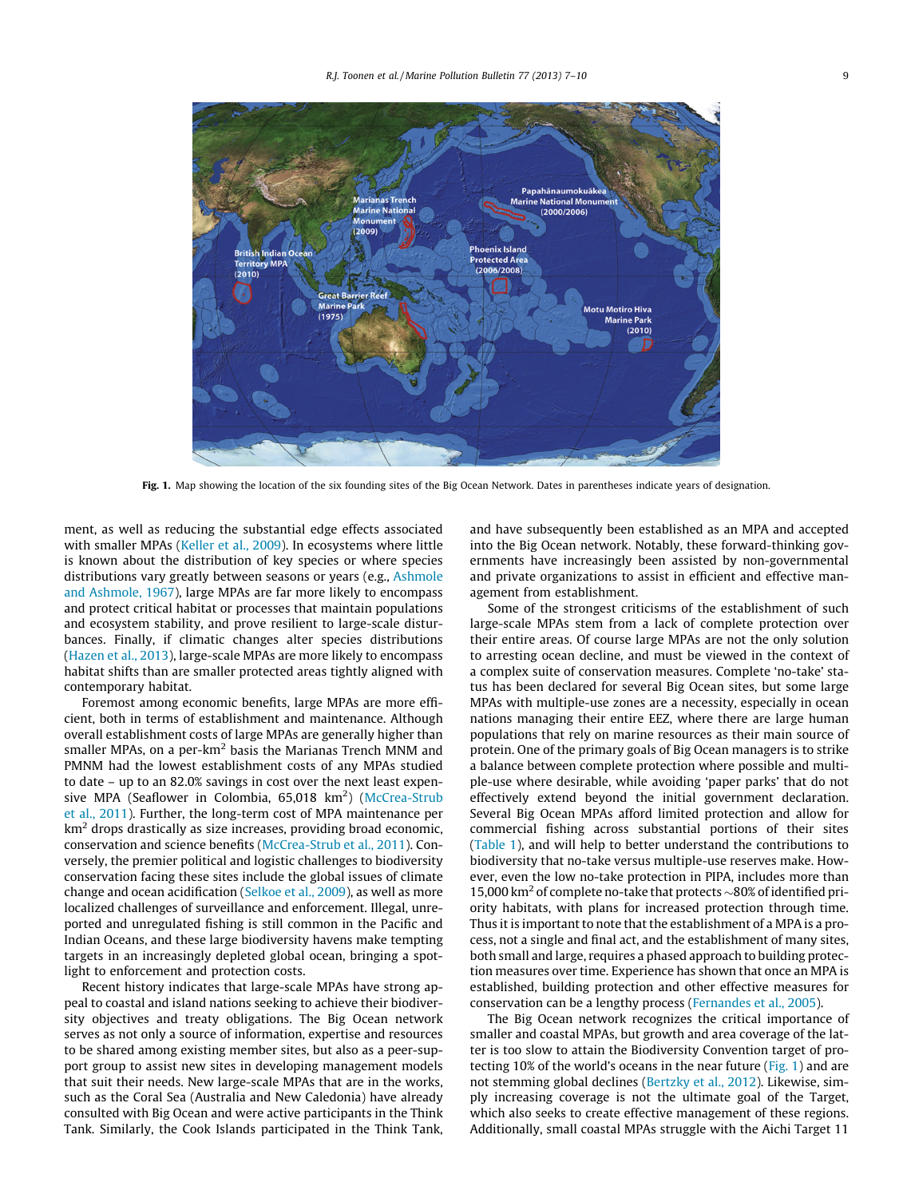Papahānaumokuākea
Marine National Monument
(2000/2006)

Marianas Trench
Marine National
Monument
(2009)

British Indian Ocean
Territory MPA
(2010)

Phoenix Island
Protected Area
(2006/2008)

Great Barrier Reef
Marine Park
(1975)

Motu Motiro Hiva
Marine Park
(2010)

**Fig. 1.** Map showing the location of the six founding sites of the Big Ocean Network. Dates in parentheses indicate years of designation.

ment, as well as reducing the substantial edge effects associated with smaller MPAs (Keller et al., 2009). In ecosystems where little is known about the distribution of key species or where species distributions vary greatly between seasons or years (e.g., Ashmole and Ashmole, 1967), large MPAs are far more likely to encompass and protect critical habitat or processes that maintain populations and ecosystem stability, and prove resilient to large-scale disturbances. Finally, if climatic changes alter species distributions (Hazen et al., 2013), large-scale MPAs are more likely to encompass habitat shifts than are smaller protected areas tightly aligned with contemporary habitat.

Foremost among economic benefits, large MPAs are more efficient, both in terms of establishment and maintenance. Although overall establishment costs of large MPAs are generally higher than smaller MPAs, on a per-km$^2$ basis the Marianas Trench MNM and PMNM had the lowest establishment costs of any MPAs studied to date – up to an 82.0% savings in cost over the next least expensive MPA (Seaflower in Colombia, 65,018 km$^2$) (McCrea-Strub et al., 2011). Further, the long-term cost of MPA maintenance per km$^2$ drops drastically as size increases, providing broad economic, conservation and science benefits (McCrea-Strub et al., 2011). Conversely, the premier political and logistic challenges to biodiversity conservation facing these sites include the global issues of climate change and ocean acidification (Selkoe et al., 2009), as well as more localized challenges of surveillance and enforcement. Illegal, unreported and unregulated fishing is still common in the Pacific and Indian Oceans, and these large biodiversity havens make tempting targets in an increasingly depleted global ocean, bringing a spotlight to enforcement and protection costs.

Recent history indicates that large-scale MPAs have strong appeal to coastal and island nations seeking to achieve their biodiversity objectives and treaty obligations. The Big Ocean network serves as not only a source of information, expertise and resources to be shared among existing member sites, but also as a peer-support group to assist new sites in developing management models that suit their needs. New large-scale MPAs that are in the works, such as the Coral Sea (Australia and New Caledonia) have already consulted with Big Ocean and were active participants in the Think Tank. Similarly, the Cook Islands participated in the Think Tank, and have subsequently been established as an MPA and accepted into the Big Ocean network. Notably, these forward-thinking governments have increasingly been assisted by non-governmental and private organizations to assist in efficient and effective management from establishment.

Some of the strongest criticisms of the establishment of such large-scale MPAs stem from a lack of complete protection over their entire areas. Of course large MPAs are not the only solution to arresting ocean decline, and must be viewed in the context of a complex suite of conservation measures. Complete 'no-take' status has been declared for several Big Ocean sites, but some large MPAs with multiple-use zones are a necessity, especially in ocean nations managing their entire EEZ, where there are large human populations that rely on marine resources as their main source of protein. One of the primary goals of Big Ocean managers is to strike a balance between complete protection where possible and multiple-use where desirable, while avoiding 'paper parks' that do not effectively extend beyond the initial government declaration. Several Big Ocean MPAs afford limited protection and allow for commercial fishing across substantial portions of their sites (Table 1), and will help to better understand the contributions to biodiversity that no-take versus multiple-use reserves make. However, even the low no-take protection in PIPA, includes more than 15,000 km$^2$ of complete no-take that protects ~80% of identified priority habitats, with plans for increased protection through time. Thus it is important to note that the establishment of a MPA is a process, not a single and final act, and the establishment of many sites, both small and large, requires a phased approach to building protection measures over time. Experience has shown that once an MPA is established, building protection and other effective measures for conservation can be a lengthy process (Fernandes et al., 2005).

The Big Ocean network recognizes the critical importance of smaller and coastal MPAs, but growth and area coverage of the latter is too slow to attain the Biodiversity Convention target of protecting 10% of the world's oceans in the near future (Fig. 1) and are not stemming global declines (Bertzky et al., 2012). Likewise, simply increasing coverage is not the ultimate goal of the Target, which also seeks to create effective management of these regions. Additionally, small coastal MPAs struggle with the Aichi Target 11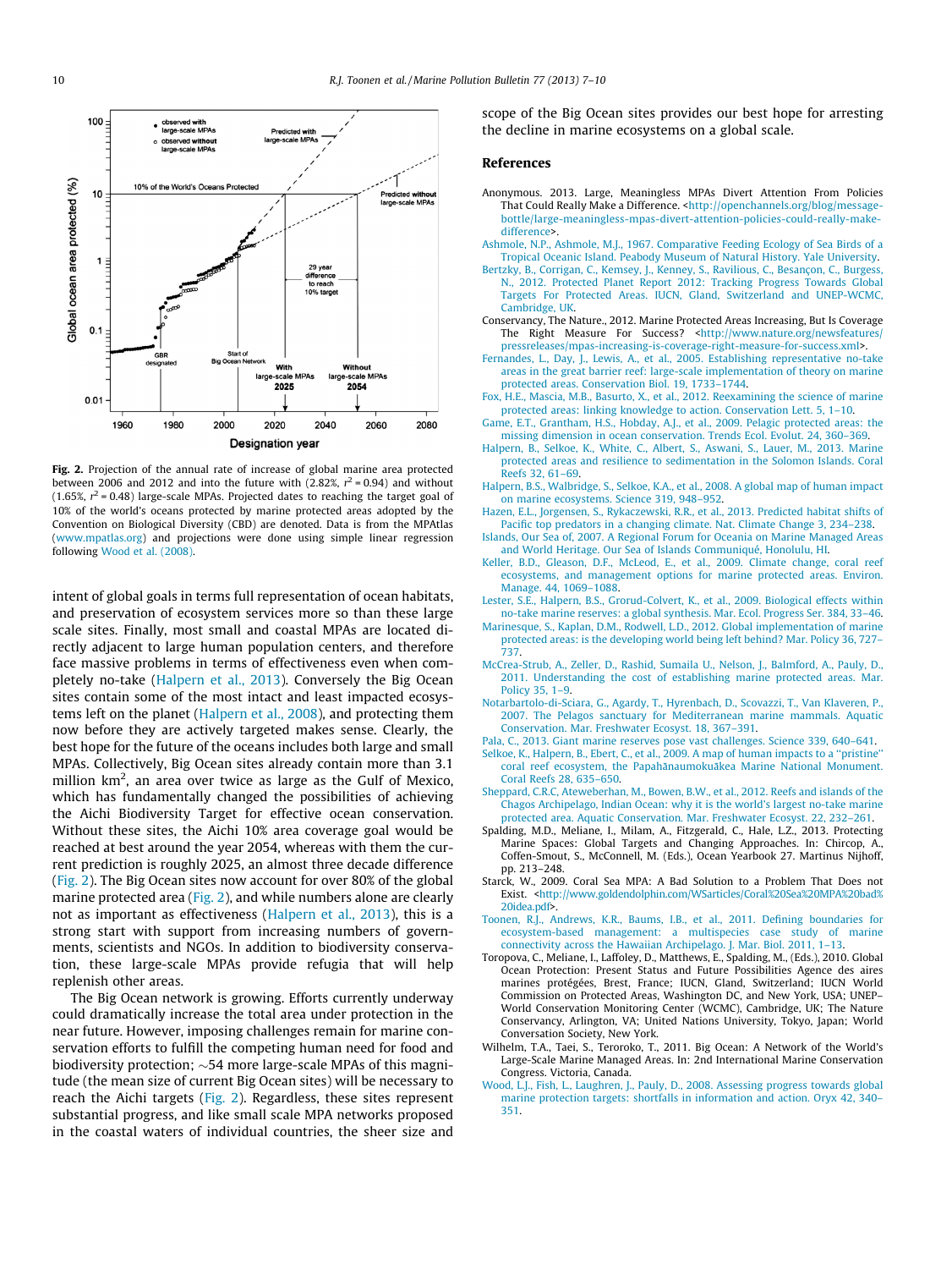100

observed with large-scale MPAs

observed without large-scale MPAs

Predicted with large-scale MPAs

10

10% of the World's Oceans Protected

Predicted without large-scale MPAs

Global ocean area protected (%)

1

29 year difference to reach 10% target

0.1

GBR designated

Start of Big Ocean Network

With large-scale MPAs 2025

Without large-scale MPAs 2054

0.01

1960 1980 2000 2020 2040 2060 2080

Designation year

**Fig. 2.** Projection of the annual rate of increase of global marine area protected between 2006 and 2012 and into the future with (2.82%, $r^2 = 0.94$) and without (1.65%, $r^2 = 0.48$) large-scale MPAs. Projected dates to reaching the target goal of 10% of the world's oceans protected by marine protected areas adopted by the Convention on Biological Diversity (CBD) are denoted. Data is from the MPAtlas (www.mpatlas.org) and projections were done using simple linear regression following Wood et al. (2008).

intent of global goals in terms full representation of ocean habitats, and preservation of ecosystem services more so than these large scale sites. Finally, most small and coastal MPAs are located directly adjacent to large human population centers, and therefore face massive problems in terms of effectiveness even when completely no-take (Halpern et al., 2013). Conversely the Big Ocean sites contain some of the most intact and least impacted ecosystems left on the planet (Halpern et al., 2008), and protecting them now before they are actively targeted makes sense. Clearly, the best hope for the future of the oceans includes both large and small MPAs. Collectively, Big Ocean sites already contain more than 3.1 million km$^2$, an area over twice as large as the Gulf of Mexico, which has fundamentally changed the possibilities of achieving the Aichi Biodiversity Target for effective ocean conservation. Without these sites, the Aichi 10% area coverage goal would be reached at best around the year 2054, whereas with them the current prediction is roughly 2025, an almost three decade difference (Fig. 2). The Big Ocean sites now account for over 80% of the global marine protected area (Fig. 2), and while numbers alone are clearly not as important as effectiveness (Halpern et al., 2013), this is a strong start with support from increasing numbers of governments, scientists and NGOs. In addition to biodiversity conservation, these large-scale MPAs provide refugia that will help replenish other areas.

The Big Ocean network is growing. Efforts currently underway could dramatically increase the total area under protection in the near future. However, imposing challenges remain for marine conservation efforts to fulfill the competing human need for food and biodiversity protection; ~54 more large-scale MPAs of this magnitude (the mean size of current Big Ocean sites) will be necessary to reach the Aichi targets (Fig. 2). Regardless, these sites represent substantial progress, and like small scale MPA networks proposed in the coastal waters of individual countries, the sheer size and scope of the Big Ocean sites provides our best hope for arresting the decline in marine ecosystems on a global scale.

## References

Anonymous. 2013. Large, Meaningless MPAs Divert Attention From Policies That Could Really Make a Difference. <http://openchannels.org/blog/message-bottle/large-meaningless-mpas-divert-attention-policies-could-really-make-difference>.

Ashmole, N.P., Ashmole, M.J., 1967. Comparative Feeding Ecology of Sea Birds of a Tropical Oceanic Island. Peabody Museum of Natural History. Yale University.

Bertzky, B., Corrigan, C., Kemsey, J., Kenney, S., Ravilious, C., Besançon, C., Burgess, N., 2012. Protected Planet Report 2012: Tracking Progress Towards Global Targets For Protected Areas. IUCN, Gland, Switzerland and UNEP-WCMC, Cambridge, UK.

Conservancy, The Nature., 2012. Marine Protected Areas Increasing, But Is Coverage The Right Measure For Success? <http://www.nature.org/newsfeatures/pressreleases/mpas-increasing-is-coverage-right-measure-for-success.xml>.

Fernandes, L., Day, J., Lewis, A., et al., 2005. Establishing representative no-take areas in the great barrier reef: large-scale implementation of theory on marine protected areas. Conservation Biol. 19, 1733–1744.

Fox, H.E., Mascia, M.B., Basurto, X., et al., 2012. Reexamining the science of marine protected areas: linking knowledge to action. Conservation Lett. 5, 1–10.

Game, E.T., Grantham, H.S., Hobday, A.J., et al., 2009. Pelagic protected areas: the missing dimension in ocean conservation. Trends Ecol. Evolut. 24, 360–369.

Halpern, B., Selkoe, K., White, C., Albert, S., Aswani, S., Lauer, M., 2013. Marine protected areas and resilience to sedimentation in the Solomon Islands. Coral Reefs 32, 61–69.

Halpern, B.S., Walbridge, S., Selkoe, K.A., et al., 2008. A global map of human impact on marine ecosystems. Science 319, 948–952.

Hazen, E.L., Jorgensen, S., Rykaczewski, R.R., et al., 2013. Predicted habitat shifts of Pacific top predators in a changing climate. Nat. Climate Change 3, 234–238.

Islands, Our Sea of, 2007. A Regional Forum for Oceania on Marine Managed Areas and World Heritage. Our Sea of Islands Communiqué, Honolulu, HI.

Keller, B.D., Gleason, D.F., McLeod, E., et al., 2009. Climate change, coral reef ecosystems, and management options for marine protected areas. Environ. Manage. 44, 1069–1088.

Lester, S.E., Halpern, B.S., Grorud-Colvert, K., et al., 2009. Biological effects within no-take marine reserves: a global synthesis. Mar. Ecol. Progress Ser. 384, 33–46.

Marinesque, S., Kaplan, D.M., Rodwell, L.D., 2012. Global implementation of marine protected areas: is the developing world being left behind? Mar. Policy 36, 727–737.

McCrea-Strub, A., Zeller, D., Rashid, Sumaila U., Nelson, J., Balmford, A., Pauly, D., 2011. Understanding the cost of establishing marine protected areas. Mar. Policy 35, 1–9.

Notarbartolo-di-Sciara, G., Agardy, T., Hyrenbach, D., Scovazzi, T., Van Klaveren, P., 2007. The Pelagos sanctuary for Mediterranean marine mammals. Aquatic Conservation. Mar. Freshwater Ecosyst. 18, 367–391.

Pala, C., 2013. Giant marine reserves pose vast challenges. Science 339, 640–641.

Selkoe, K., Halpern, B., Ebert, C., et al., 2009. A map of human impacts to a "pristine" coral reef ecosystem, the Papahānaumokuākea Marine National Monument. Coral Reefs 28, 635–650.

Sheppard, C.R.C, Ateweberhan, M., Bowen, B.W., et al., 2012. Reefs and islands of the Chagos Archipelago, Indian Ocean: why it is the world's largest no-take marine protected area. Aquatic Conservation. Mar. Freshwater Ecosyst. 22, 232–261.

Spalding, M.D., Meliane, I., Milam, A., Fitzgerald, C., Hale, L.Z., 2013. Protecting Marine Spaces: Global Targets and Changing Approaches. In: Chircop, A., Coffen-Smout, S., McConnell, M. (Eds.), Ocean Yearbook 27. Martinus Nijhoff, pp. 213–248.

Starck, W., 2009. Coral Sea MPA: A Bad Solution to a Problem That Does not Exist. <http://www.goldendolphin.com/WSarticles/Coral%20Sea%20MPA%20bad%20idea.pdf>.

Toonen, R.J., Andrews, K.R., Baums, I.B., et al., 2011. Defining boundaries for ecosystem-based management: a multispecies case study of marine connectivity across the Hawaiian Archipelago. J. Mar. Biol. 2011, 1–13.

Toropova, C., Meliane, I., Laffoley, D., Matthews, E., Spalding, M., (Eds.), 2010. Global Ocean Protection: Present Status and Future Possibilities Agence des aires marines protégées, Brest, France; IUCN, Gland, Switzerland; IUCN World Commission on Protected Areas, Washington DC, and New York, USA; UNEP–World Conservation Monitoring Center (WCMC), Cambridge, UK; The Nature Conservancy, Arlington, VA; United Nations University, Tokyo, Japan; World Conversation Society, New York.

Wilhelm, T.A., Taei, S., Teroroko, T., 2011. Big Ocean: A Network of the World's Large-Scale Marine Managed Areas. In: 2nd International Marine Conservation Congress. Victoria, Canada.

Wood, L.J., Fish, L., Laughren, J., Pauly, D., 2008. Assessing progress towards global marine protection targets: shortfalls in information and action. Oryx 42, 340–351.